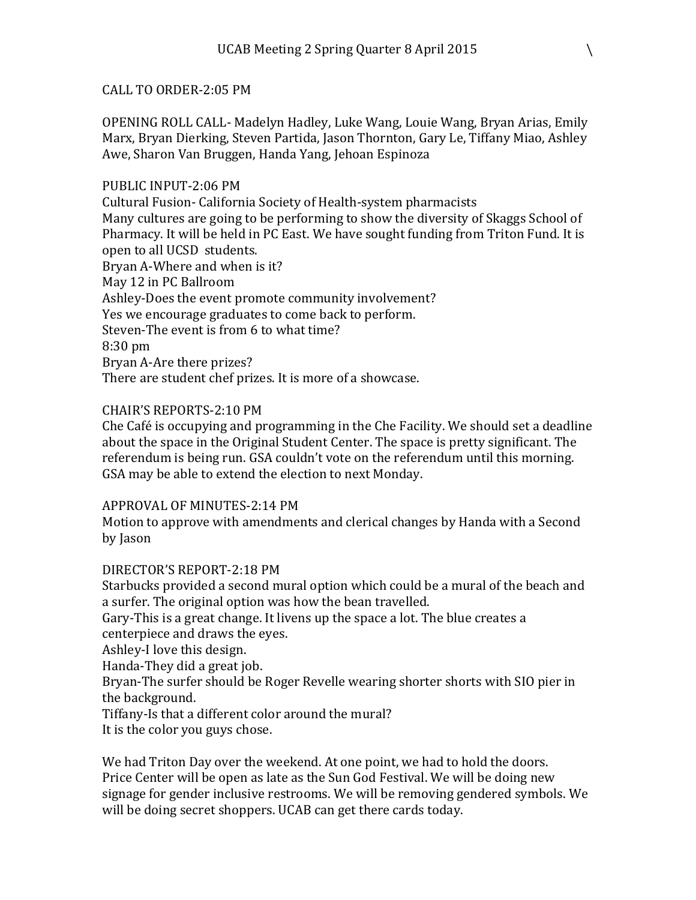# UCAB Meeting 2 Spring Quarter 8 April 2015

CALL TO ORDER-2:05 PM

OPENING ROLL CALL- Madelyn Hadley, Luke Wang, Louie Wang, Bryan Arias, Emily Marx, Bryan Dierking, Steven Partida, Jason Thornton, Gary Le, Tiffany Miao, Ashley Awe, Sharon Van Bruggen, Handa Yang, Jehoan Espinoza

PUBLIC INPUT-2:06 PM
Cultural Fusion- California Society of Health-system pharmacists
Many cultures are going to be performing to show the diversity of Skaggs School of Pharmacy. It will be held in PC East. We have sought funding from Triton Fund. It is open to all UCSD students.
Bryan A-Where and when is it?
May 12 in PC Ballroom
Ashley-Does the event promote community involvement?
Yes we encourage graduates to come back to perform.
Steven-The event is from 6 to what time?
8:30 pm
Bryan A-Are there prizes?
There are student chef prizes. It is more of a showcase.

CHAIR'S REPORTS-2:10 PM
Che Café is occupying and programming in the Che Facility. We should set a deadline about the space in the Original Student Center. The space is pretty significant. The referendum is being run. GSA couldn't vote on the referendum until this morning. GSA may be able to extend the election to next Monday.

APPROVAL OF MINUTES-2:14 PM
Motion to approve with amendments and clerical changes by Handa with a Second by Jason

DIRECTOR'S REPORT-2:18 PM
Starbucks provided a second mural option which could be a mural of the beach and a surfer. The original option was how the bean travelled.
Gary-This is a great change. It livens up the space a lot. The blue creates a centerpiece and draws the eyes.
Ashley-I love this design.
Handa-They did a great job.
Bryan-The surfer should be Roger Revelle wearing shorter shorts with SIO pier in the background.
Tiffany-Is that a different color around the mural?
It is the color you guys chose.

We had Triton Day over the weekend. At one point, we had to hold the doors. Price Center will be open as late as the Sun God Festival. We will be doing new signage for gender inclusive restrooms. We will be removing gendered symbols. We will be doing secret shoppers. UCAB can get there cards today.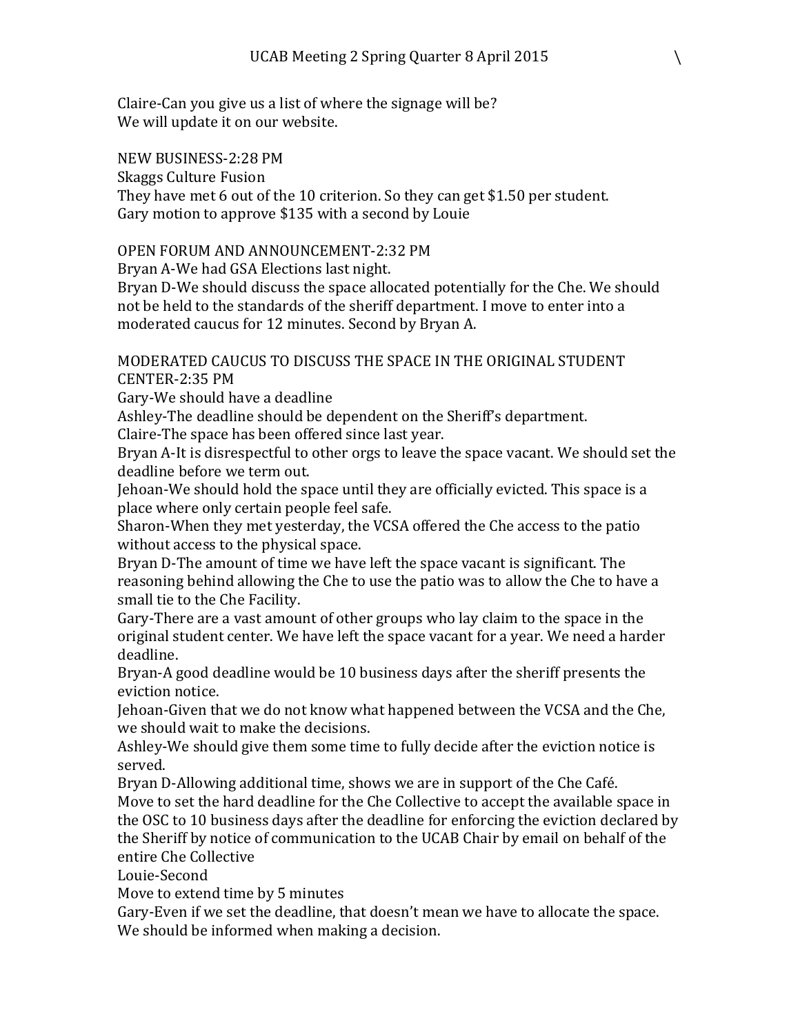Claire-Can you give us a list of where the signage will be?
We will update it on our website.

NEW BUSINESS-2:28 PM
Skaggs Culture Fusion
They have met 6 out of the 10 criterion. So they can get $1.50 per student.
Gary motion to approve $135 with a second by Louie

OPEN FORUM AND ANNOUNCEMENT-2:32 PM
Bryan A-We had GSA Elections last night.
Bryan D-We should discuss the space allocated potentially for the Che. We should not be held to the standards of the sheriff department. I move to enter into a moderated caucus for 12 minutes. Second by Bryan A.

MODERATED CAUCUS TO DISCUSS THE SPACE IN THE ORIGINAL STUDENT CENTER-2:35 PM
Gary-We should have a deadline
Ashley-The deadline should be dependent on the Sheriff's department.
Claire-The space has been offered since last year.
Bryan A-It is disrespectful to other orgs to leave the space vacant. We should set the deadline before we term out.
Jehoan-We should hold the space until they are officially evicted. This space is a place where only certain people feel safe.
Sharon-When they met yesterday, the VCSA offered the Che access to the patio without access to the physical space.
Bryan D-The amount of time we have left the space vacant is significant. The reasoning behind allowing the Che to use the patio was to allow the Che to have a small tie to the Che Facility.
Gary-There are a vast amount of other groups who lay claim to the space in the original student center. We have left the space vacant for a year. We need a harder deadline.
Bryan-A good deadline would be 10 business days after the sheriff presents the eviction notice.
Jehoan-Given that we do not know what happened between the VCSA and the Che, we should wait to make the decisions.
Ashley-We should give them some time to fully decide after the eviction notice is served.
Bryan D-Allowing additional time, shows we are in support of the Che Café.
Move to set the hard deadline for the Che Collective to accept the available space in the OSC to 10 business days after the deadline for enforcing the eviction declared by the Sheriff by notice of communication to the UCAB Chair by email on behalf of the entire Che Collective
Louie-Second
Move to extend time by 5 minutes
Gary-Even if we set the deadline, that doesn't mean we have to allocate the space. We should be informed when making a decision.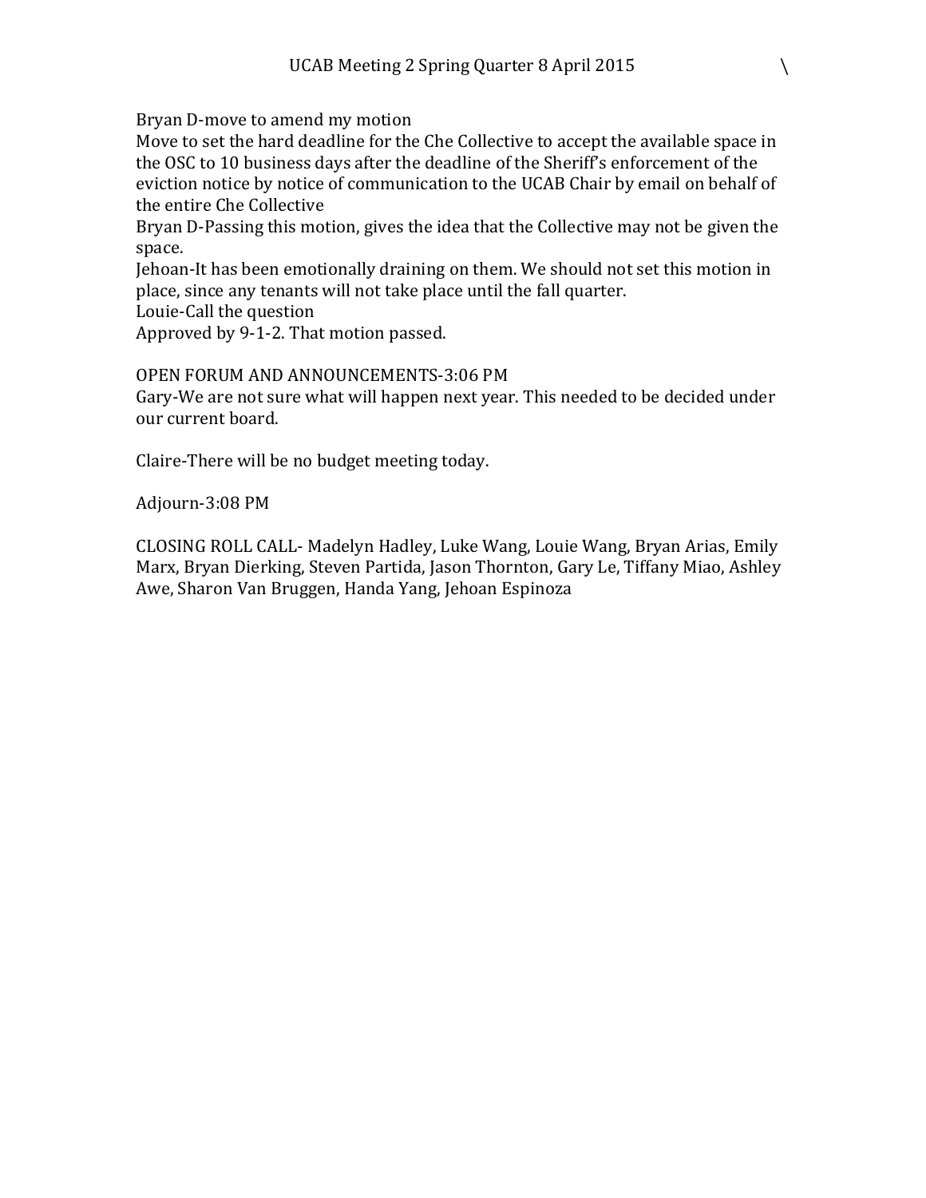Bryan D-move to amend my motion
Move to set the hard deadline for the Che Collective to accept the available space in the OSC to 10 business days after the deadline of the Sheriff's enforcement of the eviction notice by notice of communication to the UCAB Chair by email on behalf of the entire Che Collective
Bryan D-Passing this motion, gives the idea that the Collective may not be given the space.
Jehoan-It has been emotionally draining on them. We should not set this motion in place, since any tenants will not take place until the fall quarter.
Louie-Call the question
Approved by 9-1-2. That motion passed.

OPEN FORUM AND ANNOUNCEMENTS-3:06 PM
Gary-We are not sure what will happen next year. This needed to be decided under our current board.

Claire-There will be no budget meeting today.

Adjourn-3:08 PM

CLOSING ROLL CALL- Madelyn Hadley, Luke Wang, Louie Wang, Bryan Arias, Emily Marx, Bryan Dierking, Steven Partida, Jason Thornton, Gary Le, Tiffany Miao, Ashley Awe, Sharon Van Bruggen, Handa Yang, Jehoan Espinoza